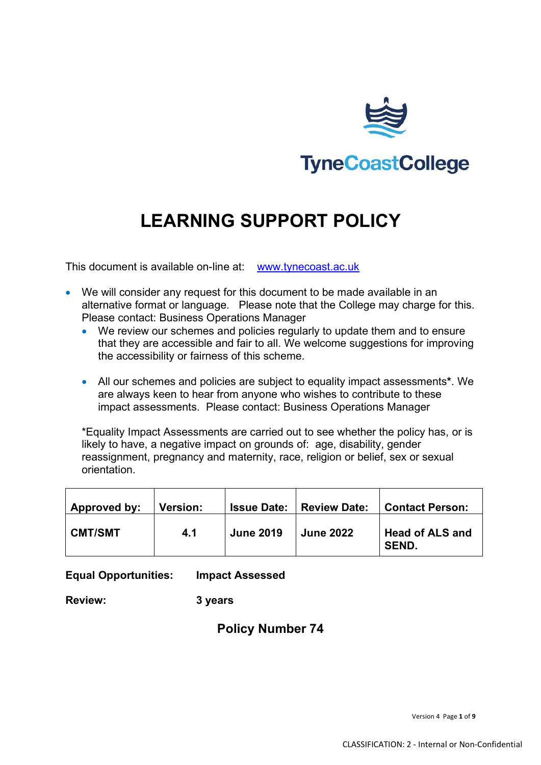TyneCoastCollege

# LEARNING SUPPORT POLICY

This document is available on-line at: [www.tynecoast.ac.uk](http://www.tynecoast.ac.uk)

- We will consider any request for this document to be made available in an alternative format or language. Please note that the College may charge for this. Please contact: Business Operations Manager
  - We review our schemes and policies regularly to update them and to ensure that they are accessible and fair to all. We welcome suggestions for improving the accessibility or fairness of this scheme.
  - All our schemes and policies are subject to equality impact assessments*. We are always keen to hear from anyone who wishes to contribute to these impact assessments. Please contact: Business Operations Manager

*Equality Impact Assessments are carried out to see whether the policy has, or is likely to have, a negative impact on grounds of: age, disability, gender reassignment, pregnancy and maternity, race, religion or belief, sex or sexual orientation.

| Approved by: | Version: | Issue Date: | Review Date: | Contact Person: |
|---|---|---|---|---|
| **CMT/SMT** | **4.1** | **June 2019** | **June 2022** | **Head of ALS and SEND.** |

**Equal Opportunities:** **Impact Assessed**

**Review:** **3 years**

**Policy Number 74**

CLASSIFICATION: 2 - Internal or Non-Confidential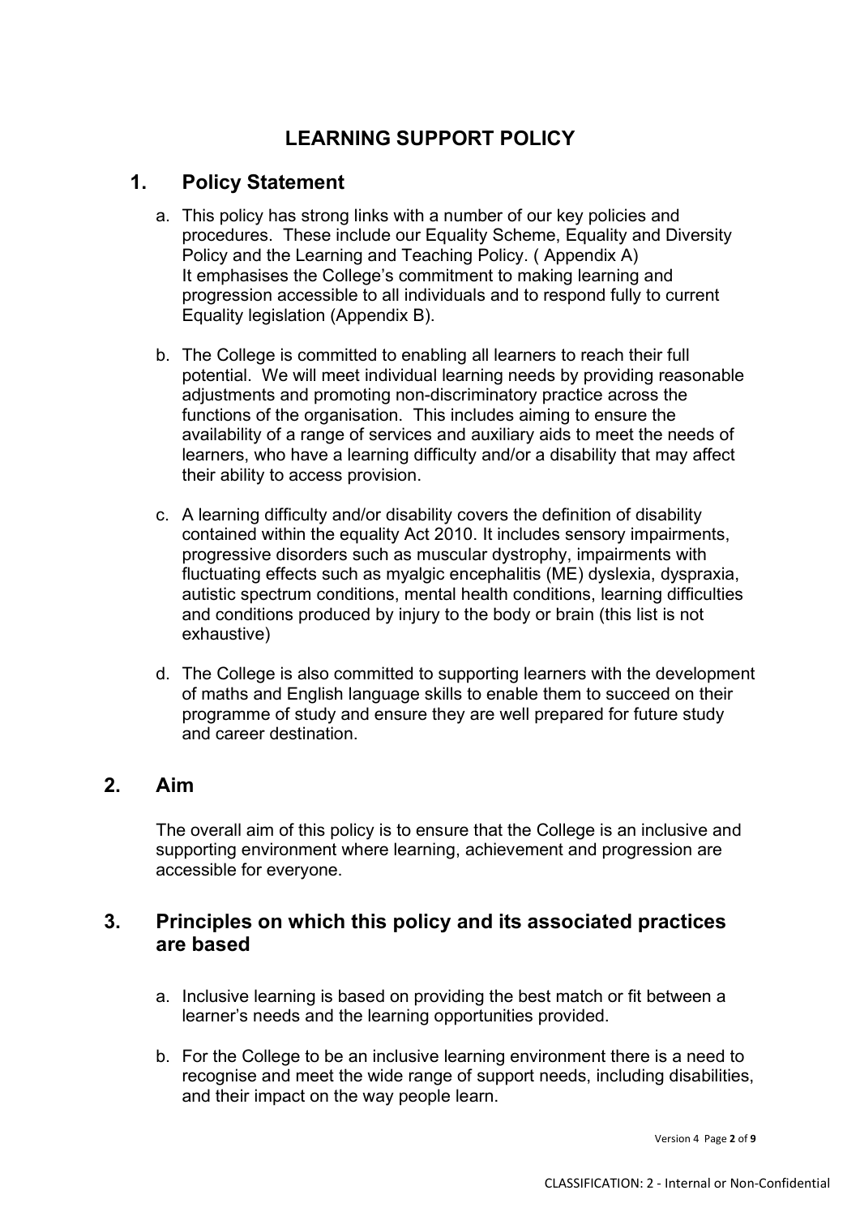# LEARNING SUPPORT POLICY

## 1. Policy Statement

a. This policy has strong links with a number of our key policies and procedures. These include our Equality Scheme, Equality and Diversity Policy and the Learning and Teaching Policy. ( Appendix A)
It emphasises the College's commitment to making learning and progression accessible to all individuals and to respond fully to current Equality legislation (Appendix B).

b. The College is committed to enabling all learners to reach their full potential. We will meet individual learning needs by providing reasonable adjustments and promoting non-discriminatory practice across the functions of the organisation. This includes aiming to ensure the availability of a range of services and auxiliary aids to meet the needs of learners, who have a learning difficulty and/or a disability that may affect their ability to access provision.

c. A learning difficulty and/or disability covers the definition of disability contained within the equality Act 2010. It includes sensory impairments, progressive disorders such as muscular dystrophy, impairments with fluctuating effects such as myalgic encephalitis (ME) dyslexia, dyspraxia, autistic spectrum conditions, mental health conditions, learning difficulties and conditions produced by injury to the body or brain (this list is not exhaustive)

d. The College is also committed to supporting learners with the development of maths and English language skills to enable them to succeed on their programme of study and ensure they are well prepared for future study and career destination.

## 2. Aim

The overall aim of this policy is to ensure that the College is an inclusive and supporting environment where learning, achievement and progression are accessible for everyone.

## 3. Principles on which this policy and its associated practices are based

a. Inclusive learning is based on providing the best match or fit between a learner's needs and the learning opportunities provided.

b. For the College to be an inclusive learning environment there is a need to recognise and meet the wide range of support needs, including disabilities, and their impact on the way people learn.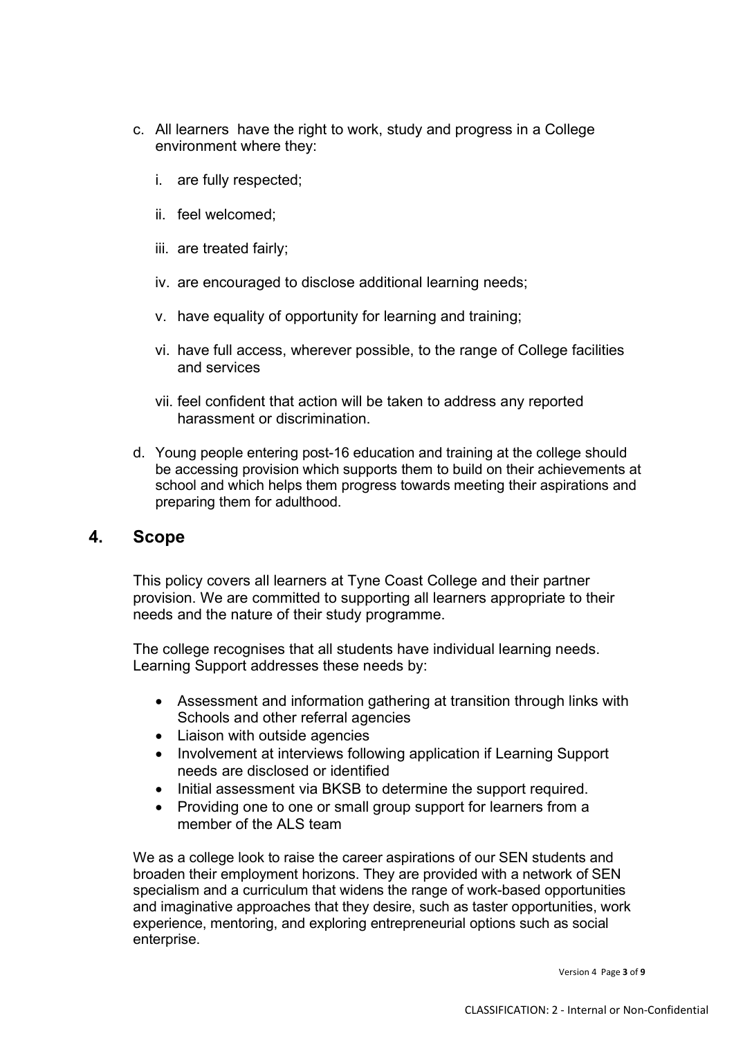c. All learners have the right to work, study and progress in a College environment where they:

   i. are fully respected;

   ii. feel welcomed;

   iii. are treated fairly;

   iv. are encouraged to disclose additional learning needs;

   v. have equality of opportunity for learning and training;

   vi. have full access, wherever possible, to the range of College facilities and services

   vii. feel confident that action will be taken to address any reported harassment or discrimination.

d. Young people entering post-16 education and training at the college should be accessing provision which supports them to build on their achievements at school and which helps them progress towards meeting their aspirations and preparing them for adulthood.

## 4. Scope

This policy covers all learners at Tyne Coast College and their partner provision. We are committed to supporting all learners appropriate to their needs and the nature of their study programme.

The college recognises that all students have individual learning needs. Learning Support addresses these needs by:

- Assessment and information gathering at transition through links with Schools and other referral agencies
- Liaison with outside agencies
- Involvement at interviews following application if Learning Support needs are disclosed or identified
- Initial assessment via BKSB to determine the support required.
- Providing one to one or small group support for learners from a member of the ALS team

We as a college look to raise the career aspirations of our SEN students and broaden their employment horizons. They are provided with a network of SEN specialism and a curriculum that widens the range of work-based opportunities and imaginative approaches that they desire, such as taster opportunities, work experience, mentoring, and exploring entrepreneurial options such as social enterprise.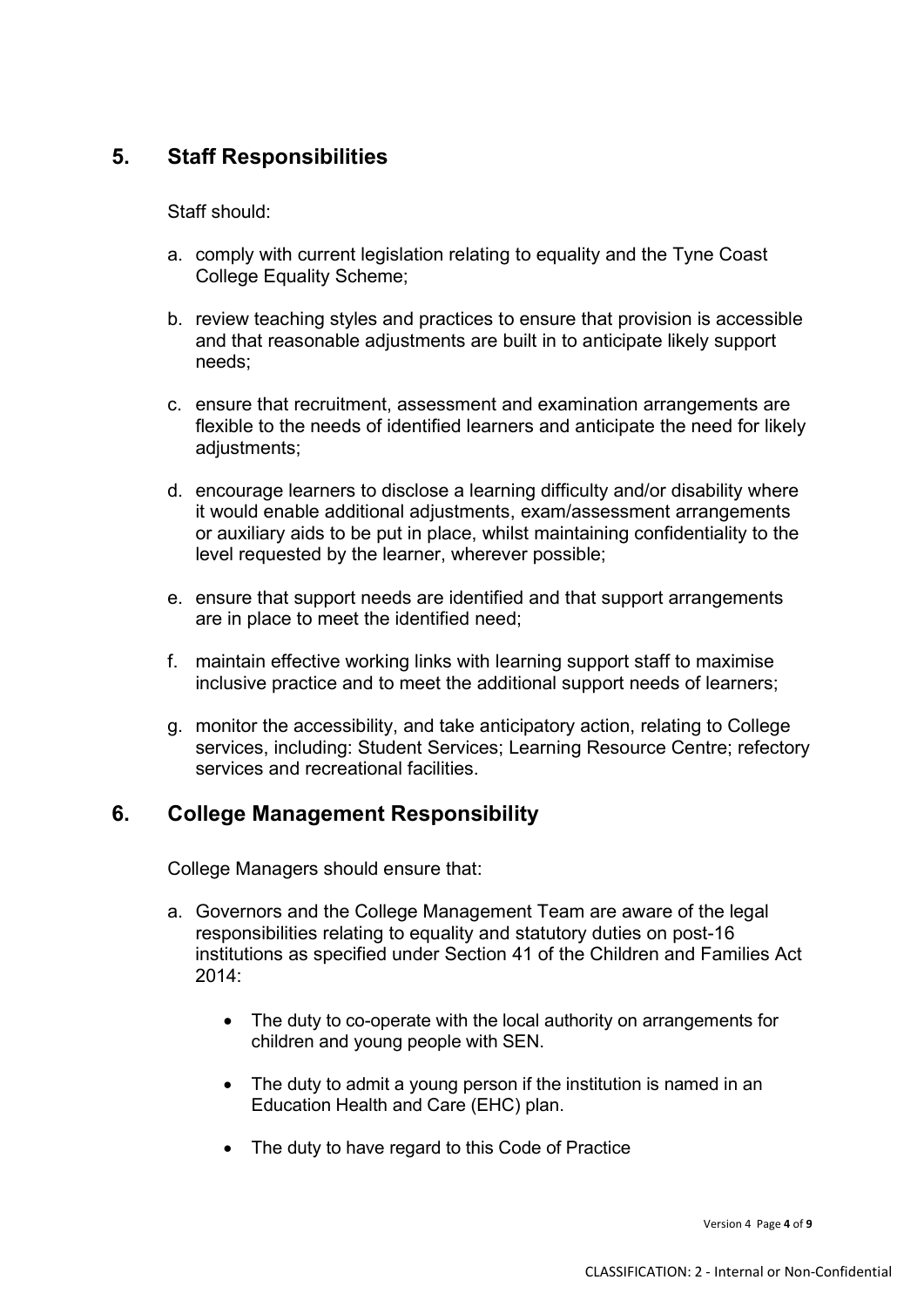## 5. Staff Responsibilities

Staff should:

a. comply with current legislation relating to equality and the Tyne Coast College Equality Scheme;

b. review teaching styles and practices to ensure that provision is accessible and that reasonable adjustments are built in to anticipate likely support needs;

c. ensure that recruitment, assessment and examination arrangements are flexible to the needs of identified learners and anticipate the need for likely adjustments;

d. encourage learners to disclose a learning difficulty and/or disability where it would enable additional adjustments, exam/assessment arrangements or auxiliary aids to be put in place, whilst maintaining confidentiality to the level requested by the learner, wherever possible;

e. ensure that support needs are identified and that support arrangements are in place to meet the identified need;

f. maintain effective working links with learning support staff to maximise inclusive practice and to meet the additional support needs of learners;

g. monitor the accessibility, and take anticipatory action, relating to College services, including: Student Services; Learning Resource Centre; refectory services and recreational facilities.

## 6. College Management Responsibility

College Managers should ensure that:

a. Governors and the College Management Team are aware of the legal responsibilities relating to equality and statutory duties on post-16 institutions as specified under Section 41 of the Children and Families Act 2014:

- The duty to co-operate with the local authority on arrangements for children and young people with SEN.
- The duty to admit a young person if the institution is named in an Education Health and Care (EHC) plan.
- The duty to have regard to this Code of Practice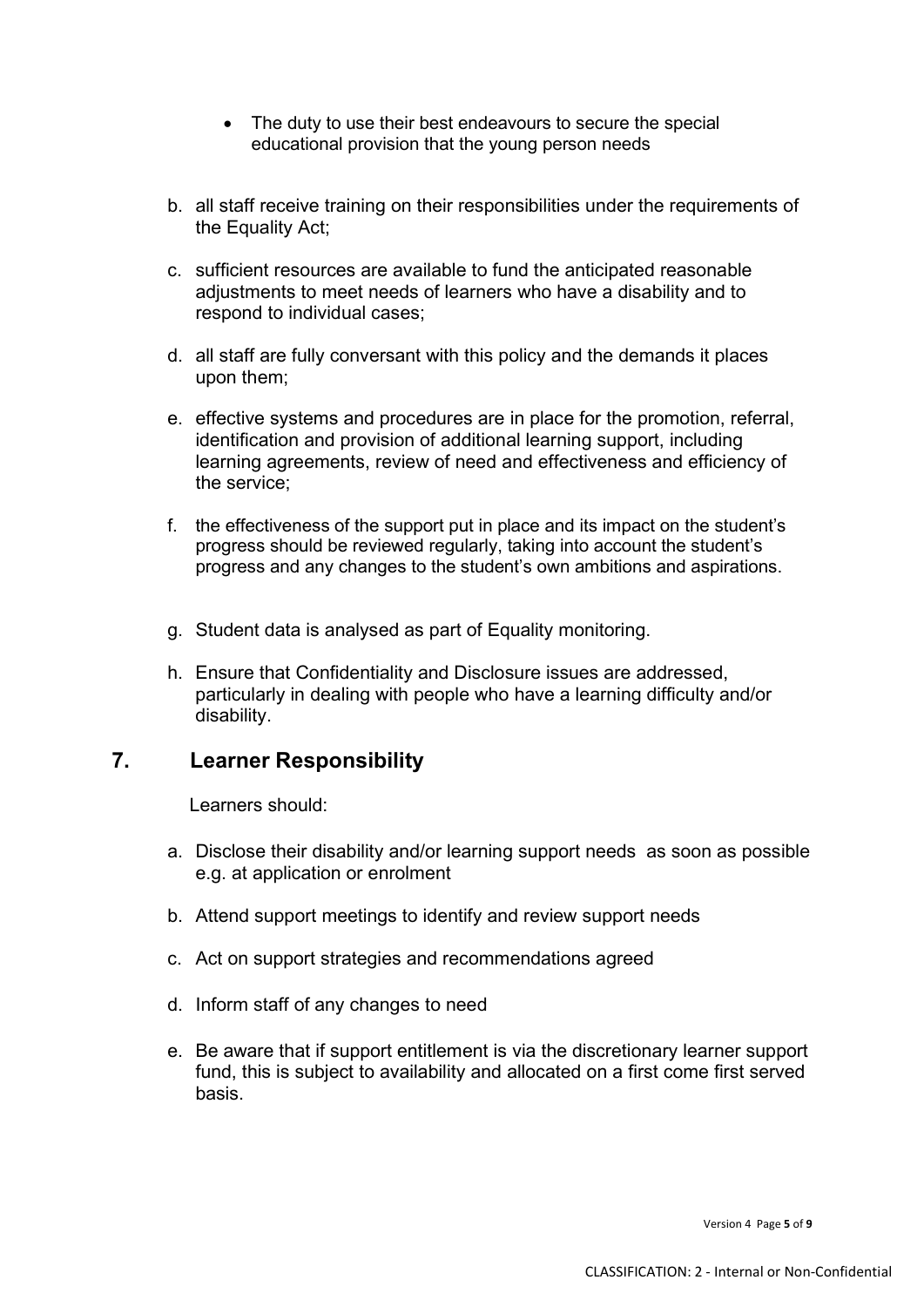- The duty to use their best endeavours to secure the special educational provision that the young person needs

b. all staff receive training on their responsibilities under the requirements of the Equality Act;

c. sufficient resources are available to fund the anticipated reasonable adjustments to meet needs of learners who have a disability and to respond to individual cases;

d. all staff are fully conversant with this policy and the demands it places upon them;

e. effective systems and procedures are in place for the promotion, referral, identification and provision of additional learning support, including learning agreements, review of need and effectiveness and efficiency of the service;

f. the effectiveness of the support put in place and its impact on the student's progress should be reviewed regularly, taking into account the student's progress and any changes to the student's own ambitions and aspirations.

g. Student data is analysed as part of Equality monitoring.

h. Ensure that Confidentiality and Disclosure issues are addressed, particularly in dealing with people who have a learning difficulty and/or disability.

## 7. Learner Responsibility

Learners should:

a. Disclose their disability and/or learning support needs as soon as possible e.g. at application or enrolment

b. Attend support meetings to identify and review support needs

c. Act on support strategies and recommendations agreed

d. Inform staff of any changes to need

e. Be aware that if support entitlement is via the discretionary learner support fund, this is subject to availability and allocated on a first come first served basis.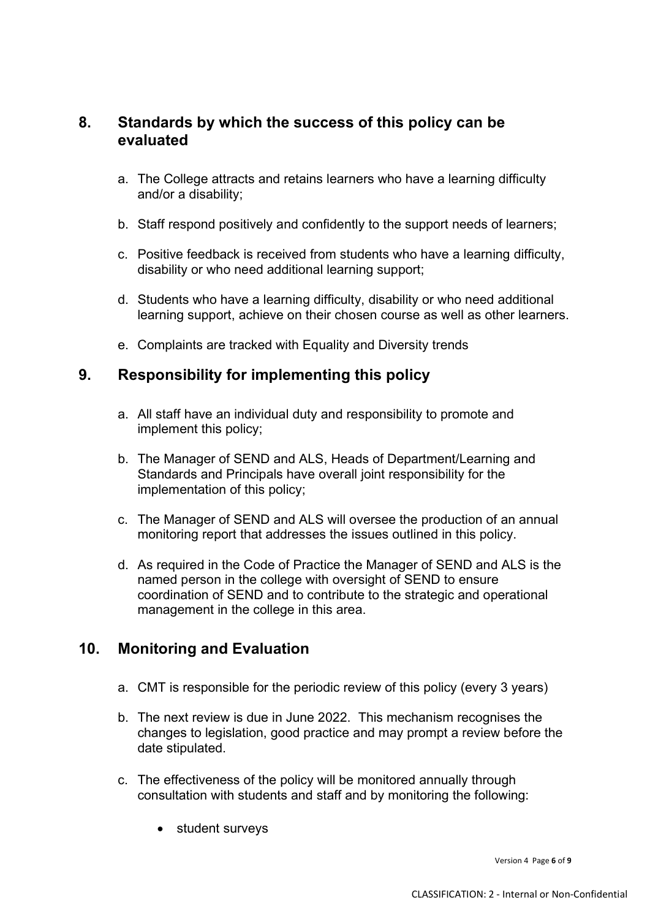## 8. Standards by which the success of this policy can be evaluated

a. The College attracts and retains learners who have a learning difficulty and/or a disability;

b. Staff respond positively and confidently to the support needs of learners;

c. Positive feedback is received from students who have a learning difficulty, disability or who need additional learning support;

d. Students who have a learning difficulty, disability or who need additional learning support, achieve on their chosen course as well as other learners.

e. Complaints are tracked with Equality and Diversity trends

## 9. Responsibility for implementing this policy

a. All staff have an individual duty and responsibility to promote and implement this policy;

b. The Manager of SEND and ALS, Heads of Department/Learning and Standards and Principals have overall joint responsibility for the implementation of this policy;

c. The Manager of SEND and ALS will oversee the production of an annual monitoring report that addresses the issues outlined in this policy.

d. As required in the Code of Practice the Manager of SEND and ALS is the named person in the college with oversight of SEND to ensure coordination of SEND and to contribute to the strategic and operational management in the college in this area.

## 10. Monitoring and Evaluation

a. CMT is responsible for the periodic review of this policy (every 3 years)

b. The next review is due in June 2022. This mechanism recognises the changes to legislation, good practice and may prompt a review before the date stipulated.

c. The effectiveness of the policy will be monitored annually through consultation with students and staff and by monitoring the following:

- student surveys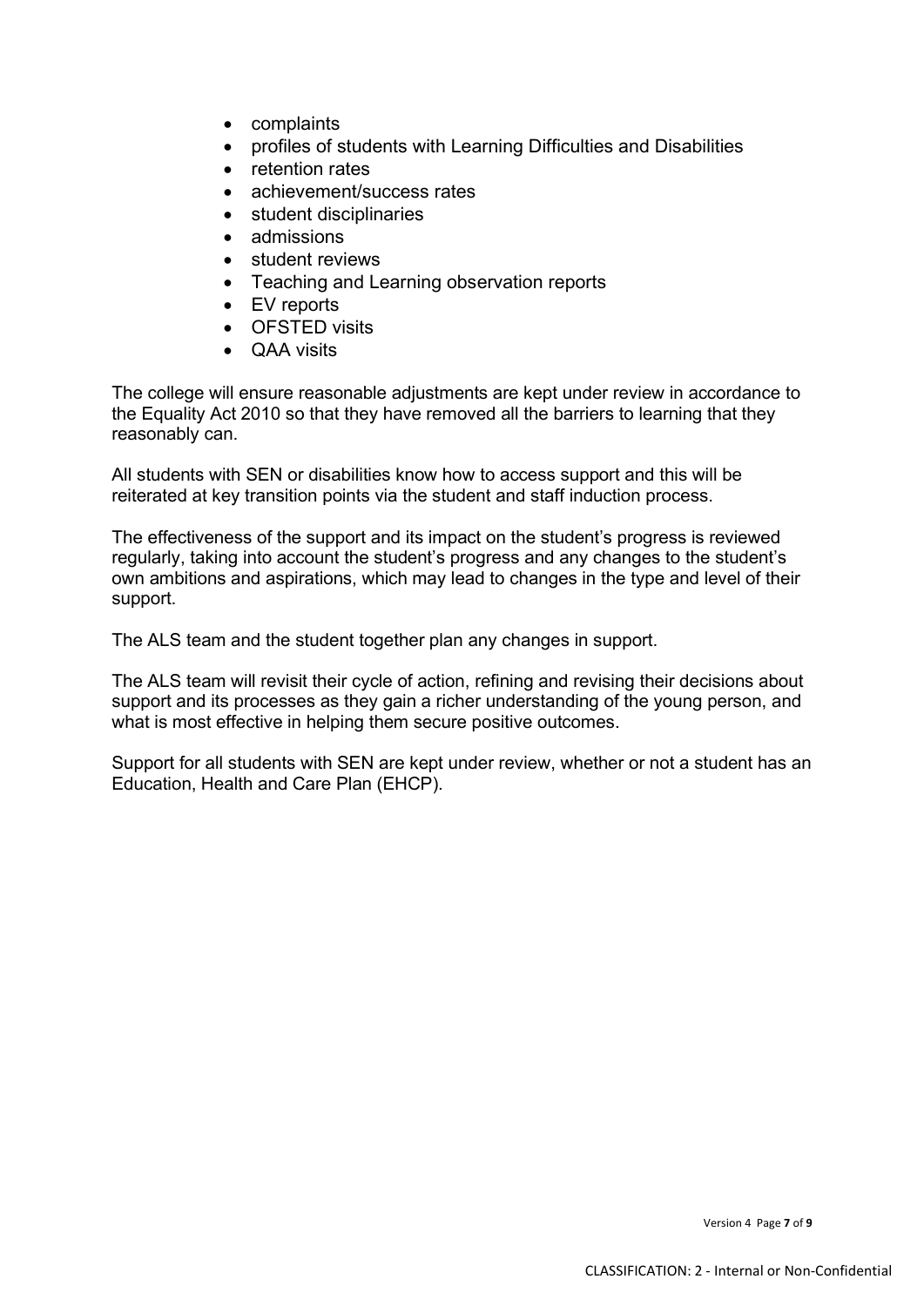- complaints
- profiles of students with Learning Difficulties and Disabilities
- retention rates
- achievement/success rates
- student disciplinaries
- admissions
- student reviews
- Teaching and Learning observation reports
- EV reports
- OFSTED visits
- QAA visits

The college will ensure reasonable adjustments are kept under review in accordance to the Equality Act 2010 so that they have removed all the barriers to learning that they reasonably can.

All students with SEN or disabilities know how to access support and this will be reiterated at key transition points via the student and staff induction process.

The effectiveness of the support and its impact on the student's progress is reviewed regularly, taking into account the student's progress and any changes to the student's own ambitions and aspirations, which may lead to changes in the type and level of their support.

The ALS team and the student together plan any changes in support.

The ALS team will revisit their cycle of action, refining and revising their decisions about support and its processes as they gain a richer understanding of the young person, and what is most effective in helping them secure positive outcomes.

Support for all students with SEN are kept under review, whether or not a student has an Education, Health and Care Plan (EHCP).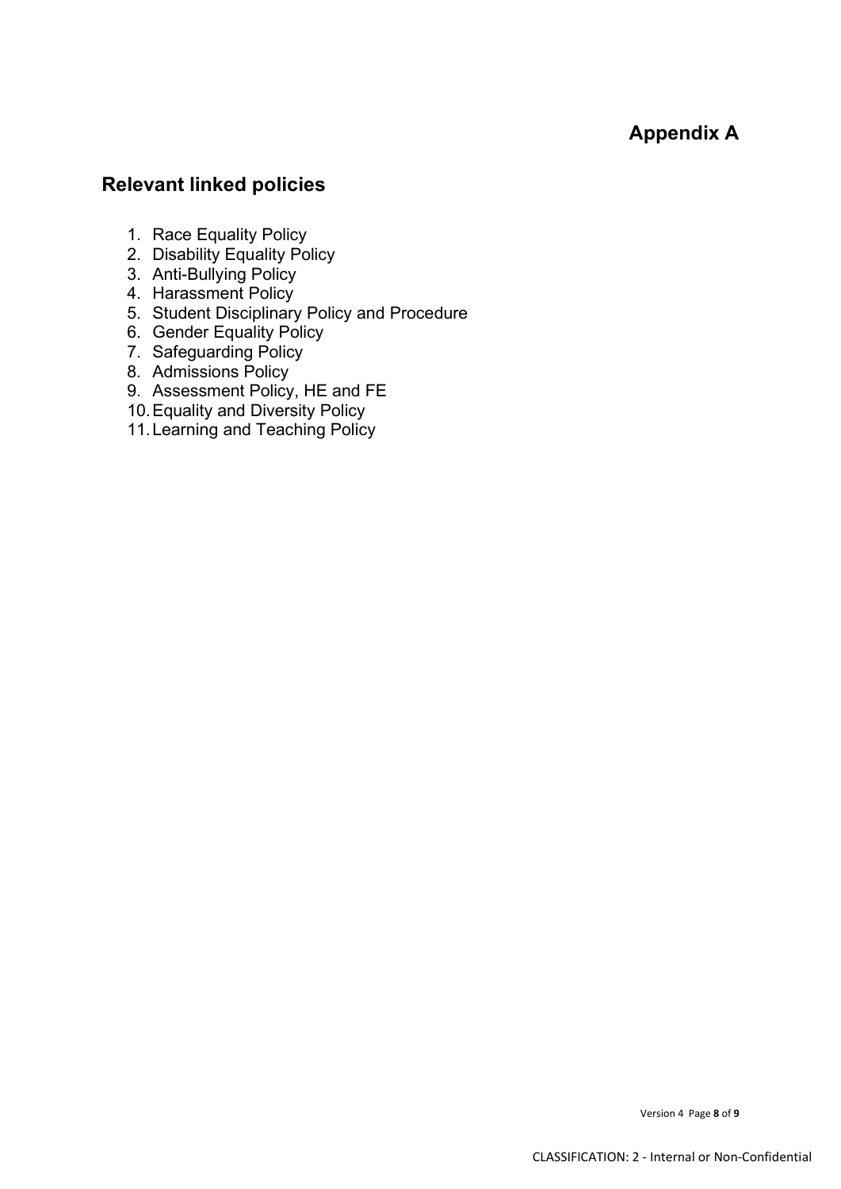# Appendix A

## Relevant linked policies

1. Race Equality Policy
2. Disability Equality Policy
3. Anti-Bullying Policy
4. Harassment Policy
5. Student Disciplinary Policy and Procedure
6. Gender Equality Policy
7. Safeguarding Policy
8. Admissions Policy
9. Assessment Policy, HE and FE
10. Equality and Diversity Policy
11. Learning and Teaching Policy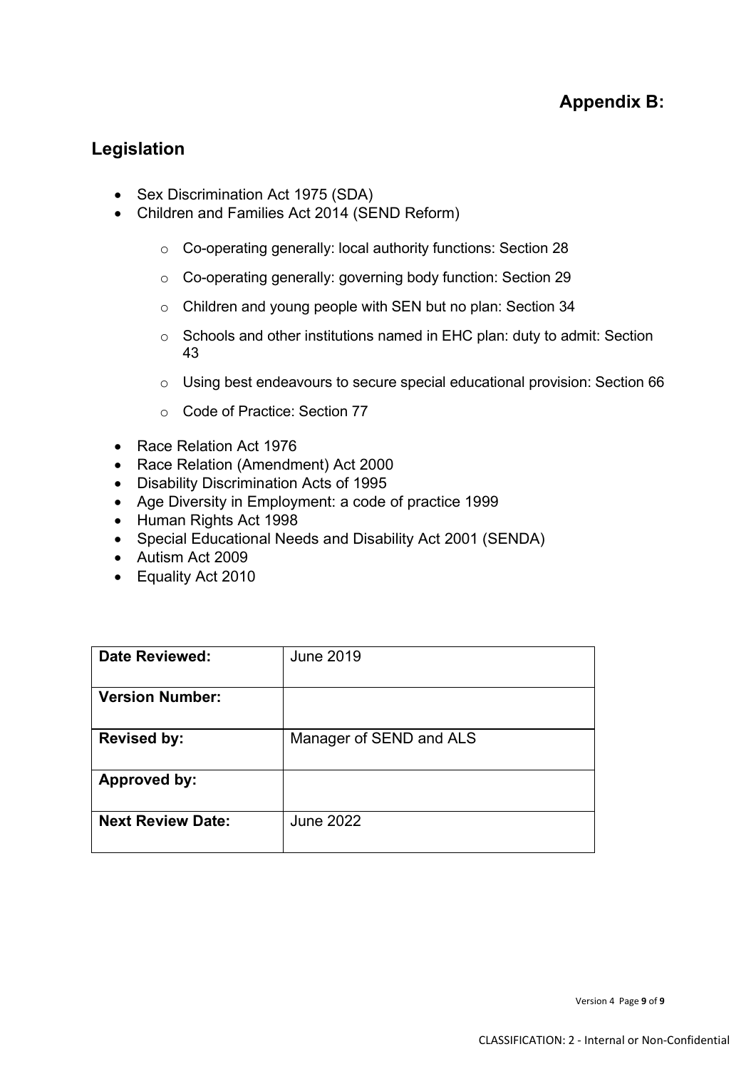## Appendix B:

## Legislation

- Sex Discrimination Act 1975 (SDA)
- Children and Families Act 2014 (SEND Reform)
  - Co-operating generally: local authority functions: Section 28
  - Co-operating generally: governing body function: Section 29
  - Children and young people with SEN but no plan: Section 34
  - Schools and other institutions named in EHC plan: duty to admit: Section 43
  - Using best endeavours to secure special educational provision: Section 66
  - Code of Practice: Section 77
- Race Relation Act 1976
- Race Relation (Amendment) Act 2000
- Disability Discrimination Acts of 1995
- Age Diversity in Employment: a code of practice 1999
- Human Rights Act 1998
- Special Educational Needs and Disability Act 2001 (SENDA)
- Autism Act 2009
- Equality Act 2010

| | |
|---|---|
| **Date Reviewed:** | June 2019 |
| **Version Number:** | |
| **Revised by:** | Manager of SEND and ALS |
| **Approved by:** | |
| **Next Review Date:** | June 2022 |

CLASSIFICATION: 2 - Internal or Non-Confidential